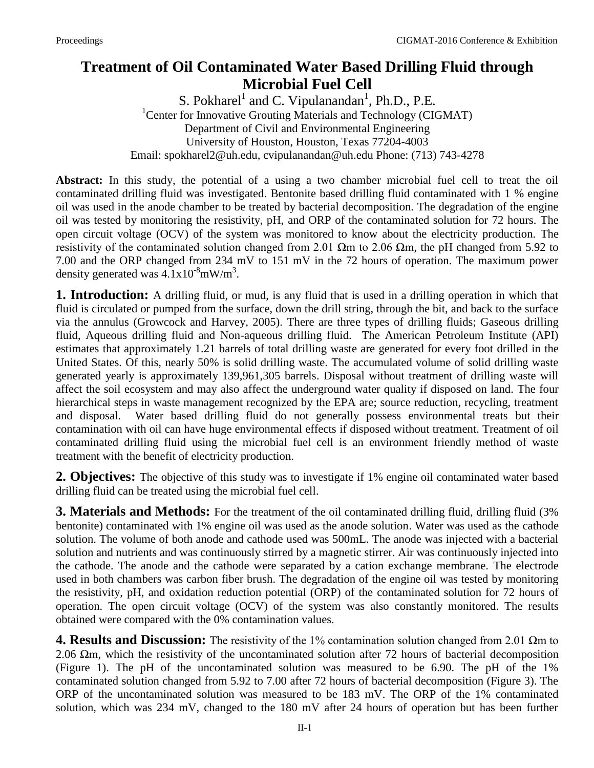# Treatment of Oil Contaminated Water Based Drilling Fluid through Microbial Fuel Cell

S. Pokharel[1] and C. Vipulanandan[1], Ph.D., P.E.

[1]Center for Innovative Grouting Materials and Technology (CIGMAT)
Department of Civil and Environmental Engineering
University of Houston, Houston, Texas 77204-4003
Email: spokharel2@uh.edu, cvipulanandan@uh.edu Phone: (713) 743-4278

**Abstract:** In this study, the potential of a using a two chamber microbial fuel cell to treat the oil contaminated drilling fluid was investigated. Bentonite based drilling fluid contaminated with 1 % engine oil was used in the anode chamber to be treated by bacterial decomposition. The degradation of the engine oil was tested by monitoring the resistivity, pH, and ORP of the contaminated solution for 72 hours. The open circuit voltage (OCV) of the system was monitored to know about the electricity production. The resistivity of the contaminated solution changed from 2.01 Ωm to 2.06 Ωm, the pH changed from 5.92 to 7.00 and the ORP changed from 234 mV to 151 mV in the 72 hours of operation. The maximum power density generated was $4.1 \times 10^{-8}$ mW/m$^3$.

## 1. Introduction:

A drilling fluid, or mud, is any fluid that is used in a drilling operation in which that fluid is circulated or pumped from the surface, down the drill string, through the bit, and back to the surface via the annulus (Growcock and Harvey, 2005). There are three types of drilling fluids; Gaseous drilling fluid, Aqueous drilling fluid and Non-aqueous drilling fluid. The American Petroleum Institute (API) estimates that approximately 1.21 barrels of total drilling waste are generated for every foot drilled in the United States. Of this, nearly 50% is solid drilling waste. The accumulated volume of solid drilling waste generated yearly is approximately 139,961,305 barrels. Disposal without treatment of drilling waste will affect the soil ecosystem and may also affect the underground water quality if disposed on land. The four hierarchical steps in waste management recognized by the EPA are; source reduction, recycling, treatment and disposal. Water based drilling fluid do not generally possess environmental treats but their contamination with oil can have huge environmental effects if disposed without treatment. Treatment of oil contaminated drilling fluid using the microbial fuel cell is an environment friendly method of waste treatment with the benefit of electricity production.

## 2. Objectives:

The objective of this study was to investigate if 1% engine oil contaminated water based drilling fluid can be treated using the microbial fuel cell.

## 3. Materials and Methods:

For the treatment of the oil contaminated drilling fluid, drilling fluid (3% bentonite) contaminated with 1% engine oil was used as the anode solution. Water was used as the cathode solution. The volume of both anode and cathode used was 500mL. The anode was injected with a bacterial solution and nutrients and was continuously stirred by a magnetic stirrer. Air was continuously injected into the cathode. The anode and the cathode were separated by a cation exchange membrane. The electrode used in both chambers was carbon fiber brush. The degradation of the engine oil was tested by monitoring the resistivity, pH, and oxidation reduction potential (ORP) of the contaminated solution for 72 hours of operation. The open circuit voltage (OCV) of the system was also constantly monitored. The results obtained were compared with the 0% contamination values.

## 4. Results and Discussion:

The resistivity of the 1% contamination solution changed from 2.01 Ωm to 2.06 Ωm, which the resistivity of the uncontaminated solution after 72 hours of bacterial decomposition (Figure 1). The pH of the uncontaminated solution was measured to be 6.90. The pH of the 1% contaminated solution changed from 5.92 to 7.00 after 72 hours of bacterial decomposition (Figure 3). The ORP of the uncontaminated solution was measured to be 183 mV. The ORP of the 1% contaminated solution, which was 234 mV, changed to the 180 mV after 24 hours of operation but has been further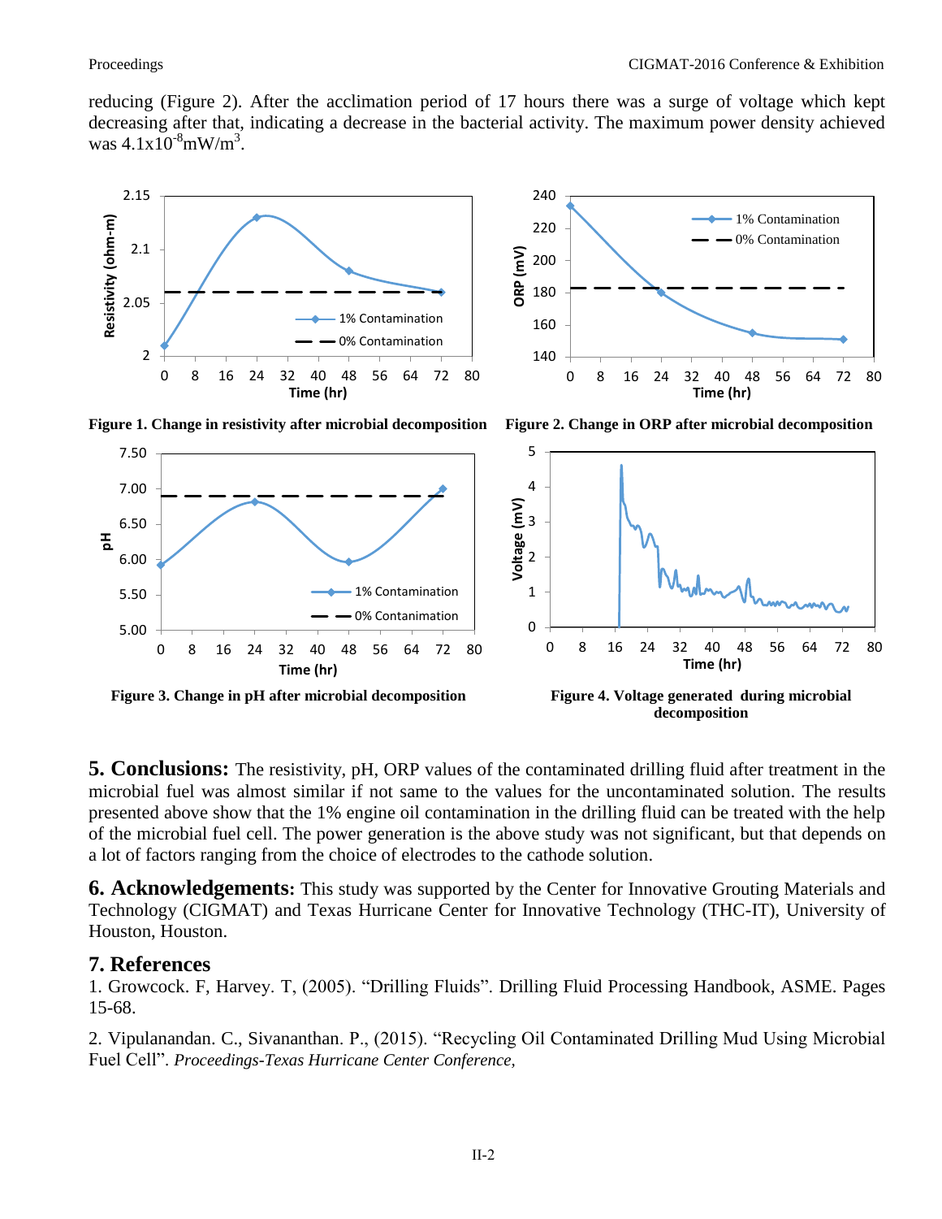reducing (Figure 2). After the acclimation period of 17 hours there was a surge of voltage which kept decreasing after that, indicating a decrease in the bacterial activity. The maximum power density achieved was $4.1 \times 10^{-8}$ mW/m$^3$.

Resistivity (ohm-m)
2.15
2.1
2.05
2
0 8 16 24 32 40 48 56 64 72 80
Time (hr)
1% Contamination
0% Contamination

**Figure 1. Change in resistivity after microbial decomposition**

ORP (mV)
240
220
200
180
160
140
0 8 16 24 32 40 48 56 64 72 80
Time (hr)
1% Contamination
0% Contamination

**Figure 2. Change in ORP after microbial decomposition**

pH
7.50
7.00
6.50
6.00
5.50
5.00
0 8 16 24 32 40 48 56 64 72 80
Time (hr)
1% Contamination
0% Contamination

**Figure 3. Change in pH after microbial decomposition**

Voltage (mV)
5
4
3
2
1
0
0 8 16 24 32 40 48 56 64 72 80
Time (hr)

**Figure 4. Voltage generated during microbial decomposition**

**5. Conclusions:** The resistivity, pH, ORP values of the contaminated drilling fluid after treatment in the microbial fuel was almost similar if not same to the values for the uncontaminated solution. The results presented above show that the 1% engine oil contamination in the drilling fluid can be treated with the help of the microbial fuel cell. The power generation is the above study was not significant, but that depends on a lot of factors ranging from the choice of electrodes to the cathode solution.

**6. Acknowledgements:** This study was supported by the Center for Innovative Grouting Materials and Technology (CIGMAT) and Texas Hurricane Center for Innovative Technology (THC-IT), University of Houston, Houston.

## 7. References

1. Growcock. F, Harvey. T, (2005). “Drilling Fluids”. Drilling Fluid Processing Handbook, ASME. Pages 15-68.

2. Vipulanandan. C., Sivananthan. P., (2015). “Recycling Oil Contaminated Drilling Mud Using Microbial Fuel Cell”. *Proceedings-Texas Hurricane Center Conference,*